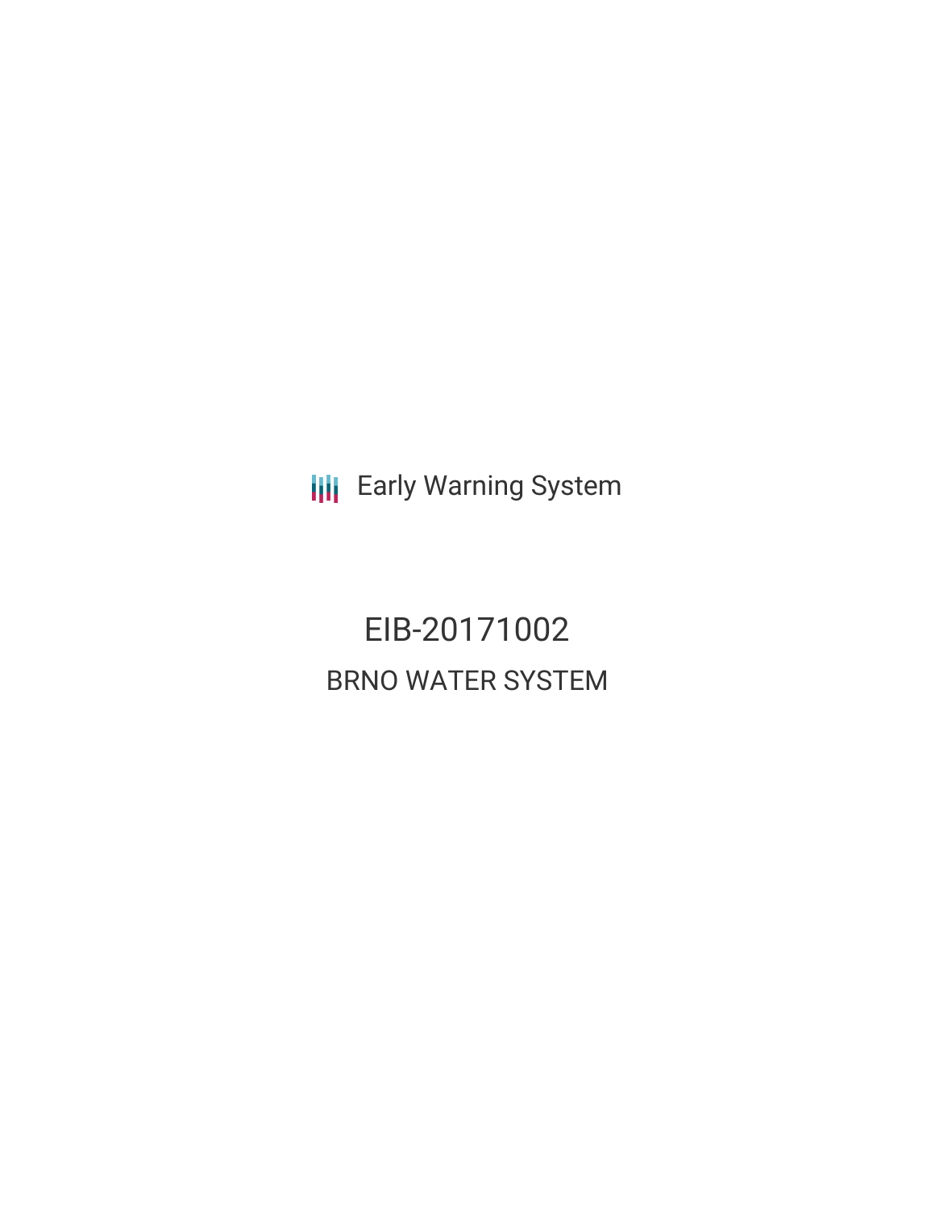Early Warning System

# EIB-20171002

## BRNO WATER SYSTEM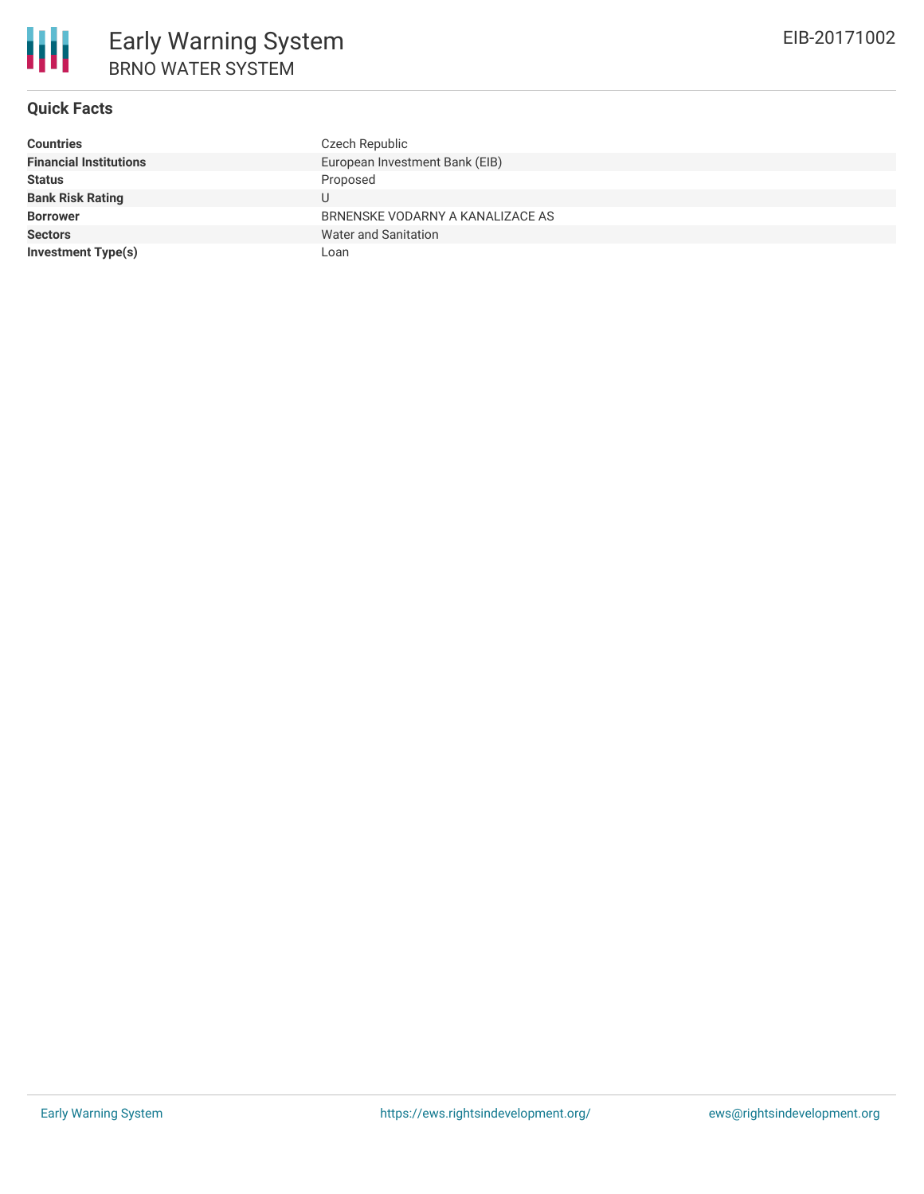# Early Warning System

## BRNO WATER SYSTEM

EIB-20171002

### Quick Facts

| | |
|---|---|
| **Countries** | Czech Republic |
| **Financial Institutions** | European Investment Bank (EIB) |
| **Status** | Proposed |
| **Bank Risk Rating** | U |
| **Borrower** | BRNENSKE VODARNY A KANALIZACE AS |
| **Sectors** | Water and Sanitation |
| **Investment Type(s)** | Loan |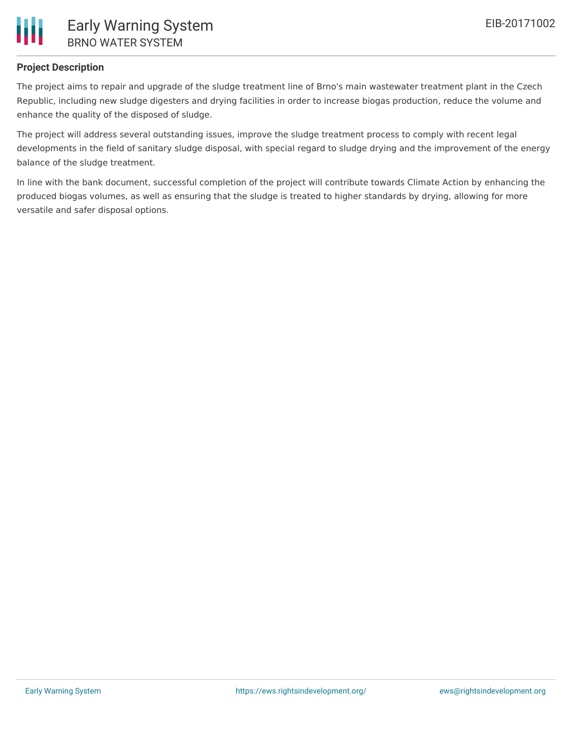**Project Description**

The project aims to repair and upgrade of the sludge treatment line of Brno's main wastewater treatment plant in the Czech Republic, including new sludge digesters and drying facilities in order to increase biogas production, reduce the volume and enhance the quality of the disposed of sludge.

The project will address several outstanding issues, improve the sludge treatment process to comply with recent legal developments in the field of sanitary sludge disposal, with special regard to sludge drying and the improvement of the energy balance of the sludge treatment.

In line with the bank document, successful completion of the project will contribute towards Climate Action by enhancing the produced biogas volumes, as well as ensuring that the sludge is treated to higher standards by drying, allowing for more versatile and safer disposal options.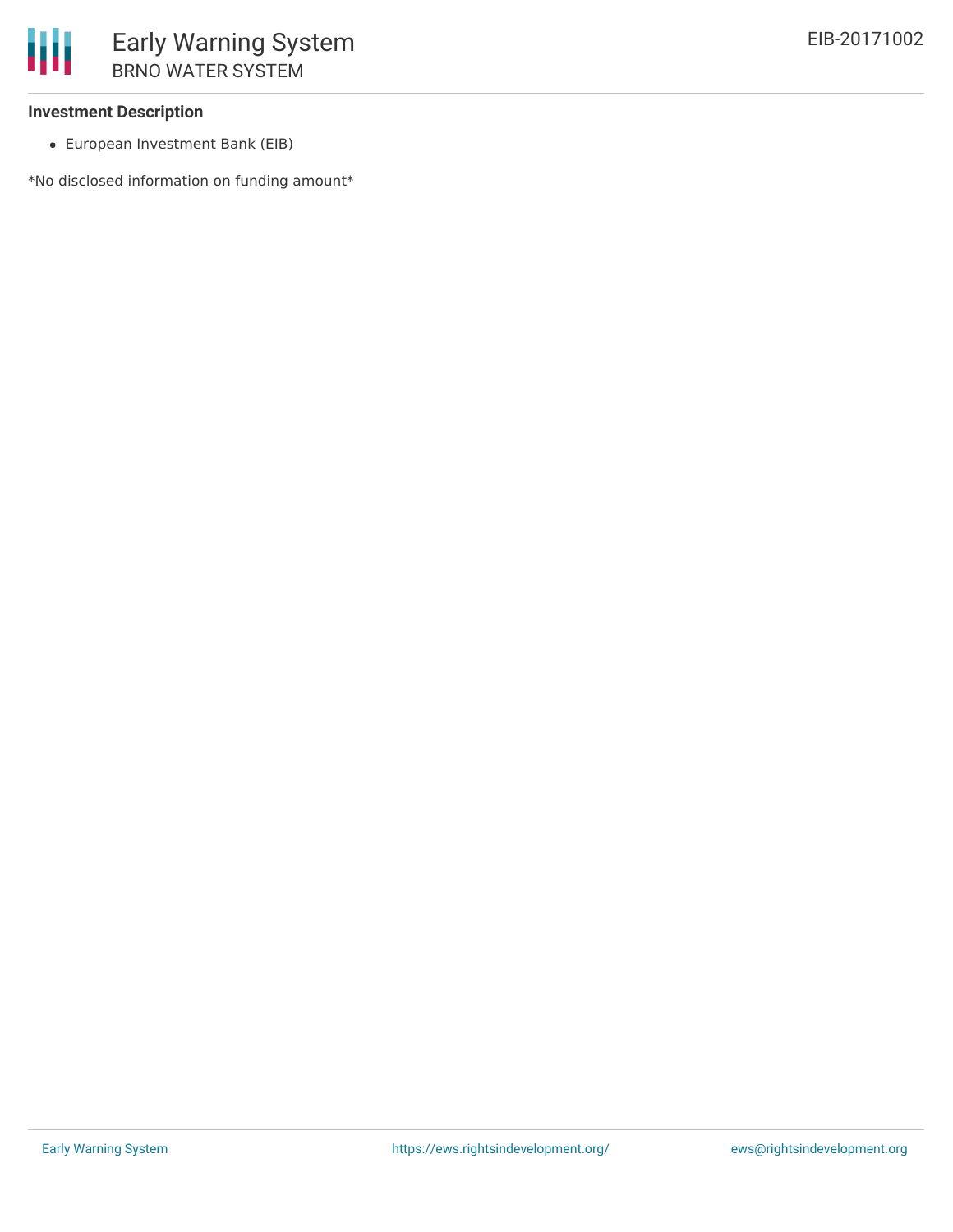### Investment Description

- European Investment Bank (EIB)

*No disclosed information on funding amount*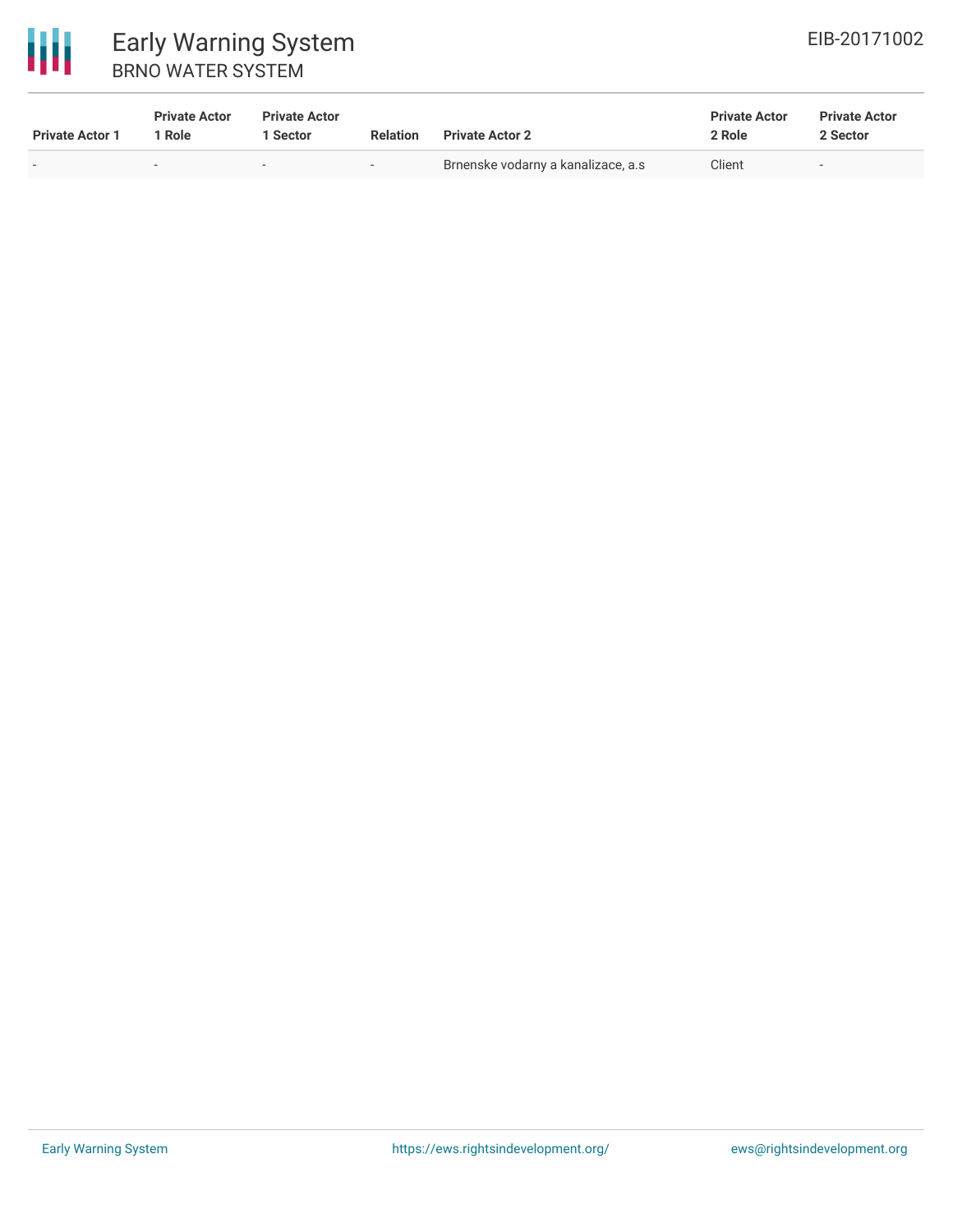| Private Actor 1 | Private Actor 1 Role | Private Actor 1 Sector | Relation | Private Actor 2 | Private Actor 2 Role | Private Actor 2 Sector |
|---|---|---|---|---|---|---|
| - | - | - | - | Brnenske vodarny a kanalizace, a.s | Client | - |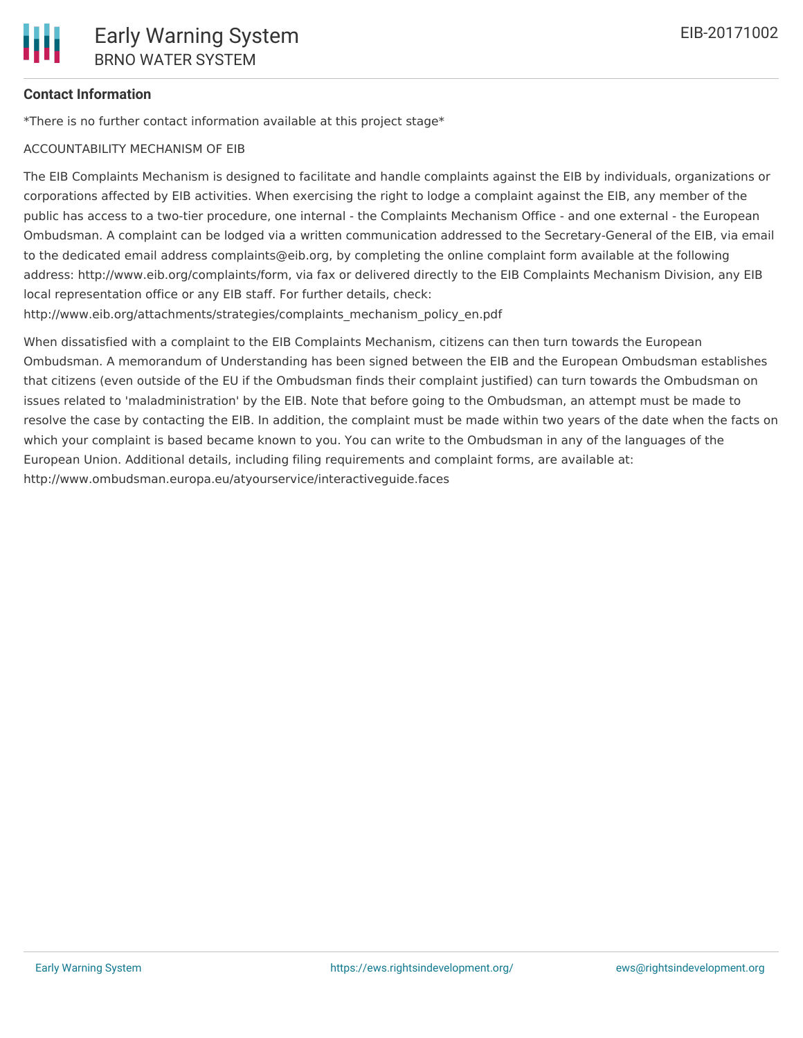**Contact Information**

*There is no further contact information available at this project stage*

ACCOUNTABILITY MECHANISM OF EIB

The EIB Complaints Mechanism is designed to facilitate and handle complaints against the EIB by individuals, organizations or corporations affected by EIB activities. When exercising the right to lodge a complaint against the EIB, any member of the public has access to a two-tier procedure, one internal - the Complaints Mechanism Office - and one external - the European Ombudsman. A complaint can be lodged via a written communication addressed to the Secretary-General of the EIB, via email to the dedicated email address complaints@eib.org, by completing the online complaint form available at the following address: http://www.eib.org/complaints/form, via fax or delivered directly to the EIB Complaints Mechanism Division, any EIB local representation office or any EIB staff. For further details, check: http://www.eib.org/attachments/strategies/complaints_mechanism_policy_en.pdf

When dissatisfied with a complaint to the EIB Complaints Mechanism, citizens can then turn towards the European Ombudsman. A memorandum of Understanding has been signed between the EIB and the European Ombudsman establishes that citizens (even outside of the EU if the Ombudsman finds their complaint justified) can turn towards the Ombudsman on issues related to 'maladministration' by the EIB. Note that before going to the Ombudsman, an attempt must be made to resolve the case by contacting the EIB. In addition, the complaint must be made within two years of the date when the facts on which your complaint is based became known to you. You can write to the Ombudsman in any of the languages of the European Union. Additional details, including filing requirements and complaint forms, are available at: http://www.ombudsman.europa.eu/atyourservice/interactiveguide.faces